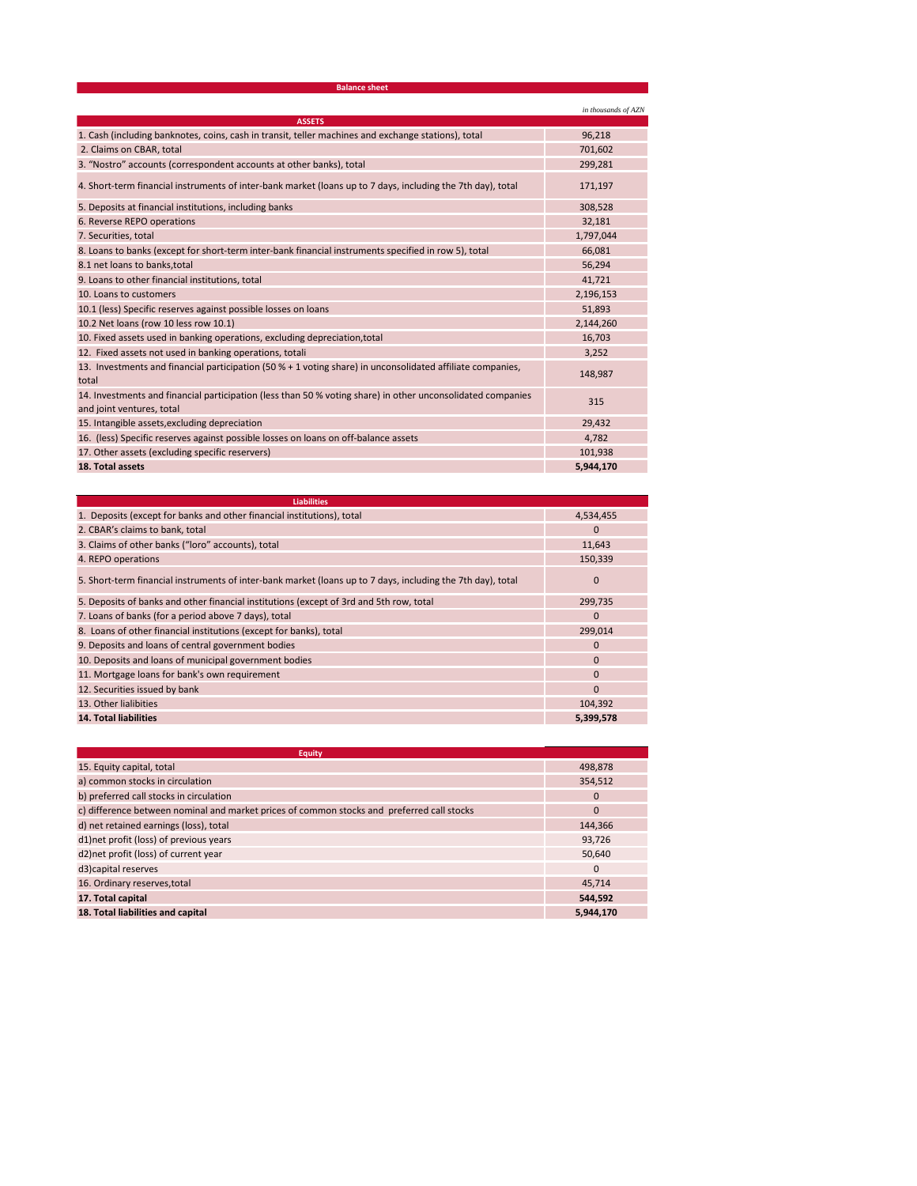## Balance sheet

*in thousands of AZN*

| ASSETS | |
|---|---|
| 1. Cash (including banknotes, coins, cash in transit, teller machines and exchange stations), total | 96,218 |
| 2. Claims on CBAR, total | 701,602 |
| 3. "Nostro" accounts (correspondent accounts at other banks), total | 299,281 |
| 4. Short-term financial instruments of inter-bank market (loans up to 7 days, including the 7th day), total | 171,197 |
| 5. Deposits at financial institutions, including banks | 308,528 |
| 6. Reverse REPO operations | 32,181 |
| 7. Securities, total | 1,797,044 |
| 8. Loans to banks (except for short-term inter-bank financial instruments specified in row 5), total | 66,081 |
| 8.1 net loans to banks,total | 56,294 |
| 9. Loans to other financial institutions, total | 41,721 |
| 10. Loans to customers | 2,196,153 |
| 10.1 (less) Specific reserves against possible losses on loans | 51,893 |
| 10.2 Net loans (row 10 less row 10.1) | 2,144,260 |
| 10. Fixed assets used in banking operations, excluding depreciation,total | 16,703 |
| 12. Fixed assets not used in banking operations, totali | 3,252 |
| 13. Investments and financial participation (50 % + 1 voting share) in unconsolidated affiliate companies, total | 148,987 |
| 14. Investments and financial participation (less than 50 % voting share) in other unconsolidated companies and joint ventures, total | 315 |
| 15. Intangible assets,excluding depreciation | 29,432 |
| 16. (less) Specific reserves against possible losses on loans on off-balance assets | 4,782 |
| 17. Other assets (excluding specific reservers) | 101,938 |
| **18. Total assets** | **5,944,170** |

| Liabilities | |
|---|---|
| 1. Deposits (except for banks and other financial institutions), total | 4,534,455 |
| 2. CBAR's claims to bank, total | 0 |
| 3. Claims of other banks ("loro" accounts), total | 11,643 |
| 4. REPO operations | 150,339 |
| 5. Short-term financial instruments of inter-bank market (loans up to 7 days, including the 7th day), total | 0 |
| 5. Deposits of banks and other financial institutions (except of 3rd and 5th row, total | 299,735 |
| 7. Loans of banks (for a period above 7 days), total | 0 |
| 8. Loans of other financial institutions (except for banks), total | 299,014 |
| 9. Deposits and loans of central government bodies | 0 |
| 10. Deposits and loans of municipal government bodies | 0 |
| 11. Mortgage loans for bank's own requirement | 0 |
| 12. Securities issued by bank | 0 |
| 13. Other liabilities | 104,392 |
| **14. Total liabilities** | **5,399,578** |

| Equity | |
|---|---|
| 15. Equity capital, total | 498,878 |
| a) common stocks in circulation | 354,512 |
| b) preferred call stocks in circulation | 0 |
| c) difference between nominal and market prices of common stocks and preferred call stocks | 0 |
| d) net retained earnings (loss), total | 144,366 |
| d1)net profit (loss) of previous years | 93,726 |
| d2)net profit (loss) of current year | 50,640 |
| d3)capital reserves | 0 |
| 16. Ordinary reserves,total | 45,714 |
| **17. Total capital** | **544,592** |
| **18. Total liabilities and capital** | **5,944,170** |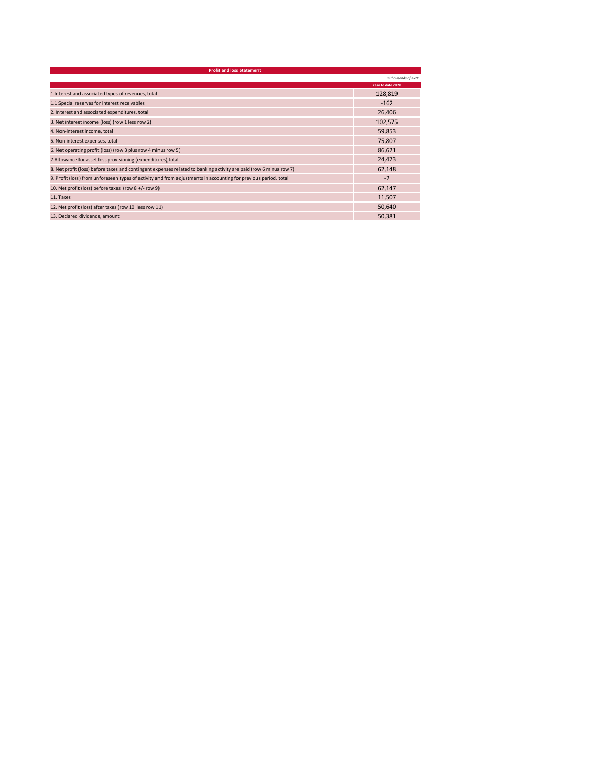## Profit and loss Statement

*in thousands of AZN*

| | Year to date 2020 |
|---|---|
| 1.Interest and associated types of revenues, total | 128,819 |
| 1.1 Special reserves for interest receivables | -162 |
| 2. Interest and associated expenditures, total | 26,406 |
| 3. Net interest income (loss) (row 1 less row 2) | 102,575 |
| 4. Non-interest income, total | 59,853 |
| 5. Non-interest expenses, total | 75,807 |
| 6. Net operating profit (loss) (row 3 plus row 4 minus row 5) | 86,621 |
| 7.Allowance for asset loss provisioning (expenditures),total | 24,473 |
| 8. Net profit (loss) before taxes and contingent expenses related to banking activity are paid (row 6 minus row 7) | 62,148 |
| 9. Profit (loss) from unforeseen types of activity and from adjustments in accounting for previous period, total | -2 |
| 10. Net profit (loss) before taxes (row 8 +/- row 9) | 62,147 |
| 11. Taxes | 11,507 |
| 12. Net profit (loss) after taxes (row 10 less row 11) | 50,640 |
| 13. Declared dividends, amount | 50,381 |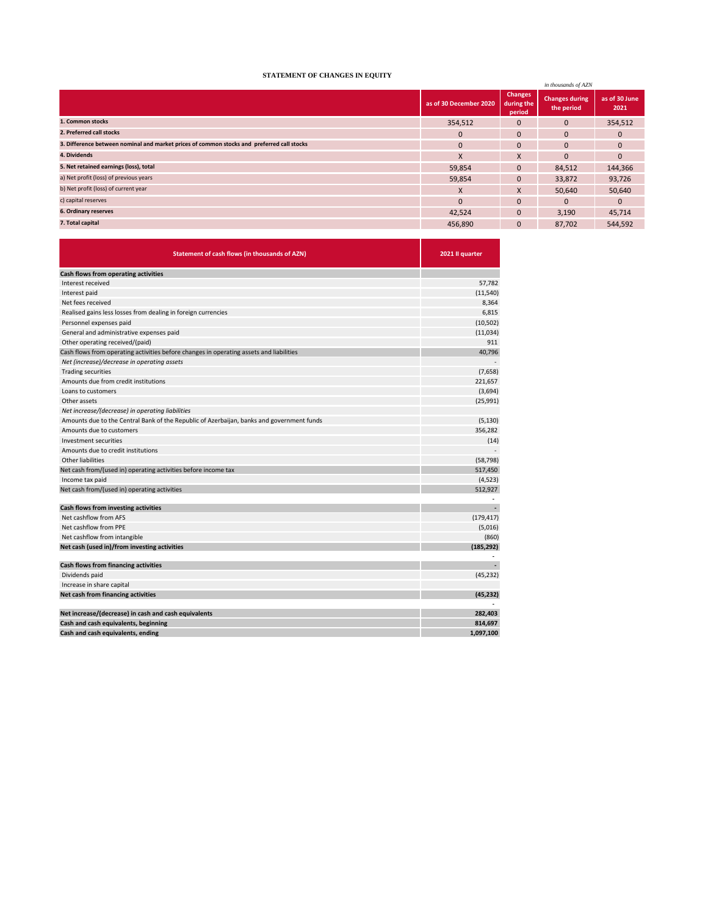## STATEMENT OF CHANGES IN EQUITY

*in thousands of AZN*

| | as of 30 December 2020 | Changes during the period | Changes during the period | as of 30 June 2021 |
|---|---|---|---|---|
| **1. Common stocks** | 354,512 | 0 | 0 | 354,512 |
| **2. Preferred call stocks** | 0 | 0 | 0 | 0 |
| **3. Difference between nominal and market prices of common stocks and preferred call stocks** | 0 | 0 | 0 | 0 |
| **4. Dividends** | X | X | 0 | 0 |
| **5. Net retained earnings (loss), total** | 59,854 | 0 | 84,512 | 144,366 |
| a) Net profit (loss) of previous years | 59,854 | 0 | 33,872 | 93,726 |
| b) Net profit (loss) of current year | X | X | 50,640 | 50,640 |
| c) capital reserves | 0 | 0 | 0 | 0 |
| **6. Ordinary reserves** | 42,524 | 0 | 3,190 | 45,714 |
| **7. Total capital** | 456,890 | 0 | 87,702 | 544,592 |

| Statement of cash flows (in thousands of AZN) | 2021 II quarter |
|---|---|
| **Cash flows from operating activities** | |
| Interest received | 57,782 |
| Interest paid | (11,540) |
| Net fees received | 8,364 |
| Realised gains less losses from dealing in foreign currencies | 6,815 |
| Personnel expenses paid | (10,502) |
| General and administrative expenses paid | (11,034) |
| Other operating received/(paid) | 911 |
| Cash flows from operating activities before changes in operating assets and liabilities | 40,796 |
| *Net (increase)/decrease in operating assets* | - |
| Trading securities | (7,658) |
| Amounts due from credit institutions | 221,657 |
| Loans to customers | (3,694) |
| Other assets | (25,991) |
| *Net increase/(decrease) in operating liabilities* | |
| Amounts due to the Central Bank of the Republic of Azerbaijan, banks and government funds | (5,130) |
| Amounts due to customers | 356,282 |
| Investment securities | (14) |
| Amounts due to credit institutions | - |
| Other liabilities | (58,798) |
| Net cash from/(used in) operating activities before income tax | 517,450 |
| Income tax paid | (4,523) |
| Net cash from/(used in) operating activities | 512,927 |
| | - |
| **Cash flows from investing activities** | - |
| Net cashflow from AFS | (179,417) |
| Net cashflow from PPE | (5,016) |
| Net cashflow from intangible | (860) |
| **Net cash (used in)/from investing activities** | **(185,292)** |
| | - |
| **Cash flows from financing activities** | - |
| Dividends paid | (45,232) |
| Increase in share capital | |
| **Net cash from financing activities** | **(45,232)** |
| | - |
| **Net increase/(decrease) in cash and cash equivalents** | **282,403** |
| **Cash and cash equivalents, beginning** | **814,697** |
| **Cash and cash equivalents, ending** | **1,097,100** |